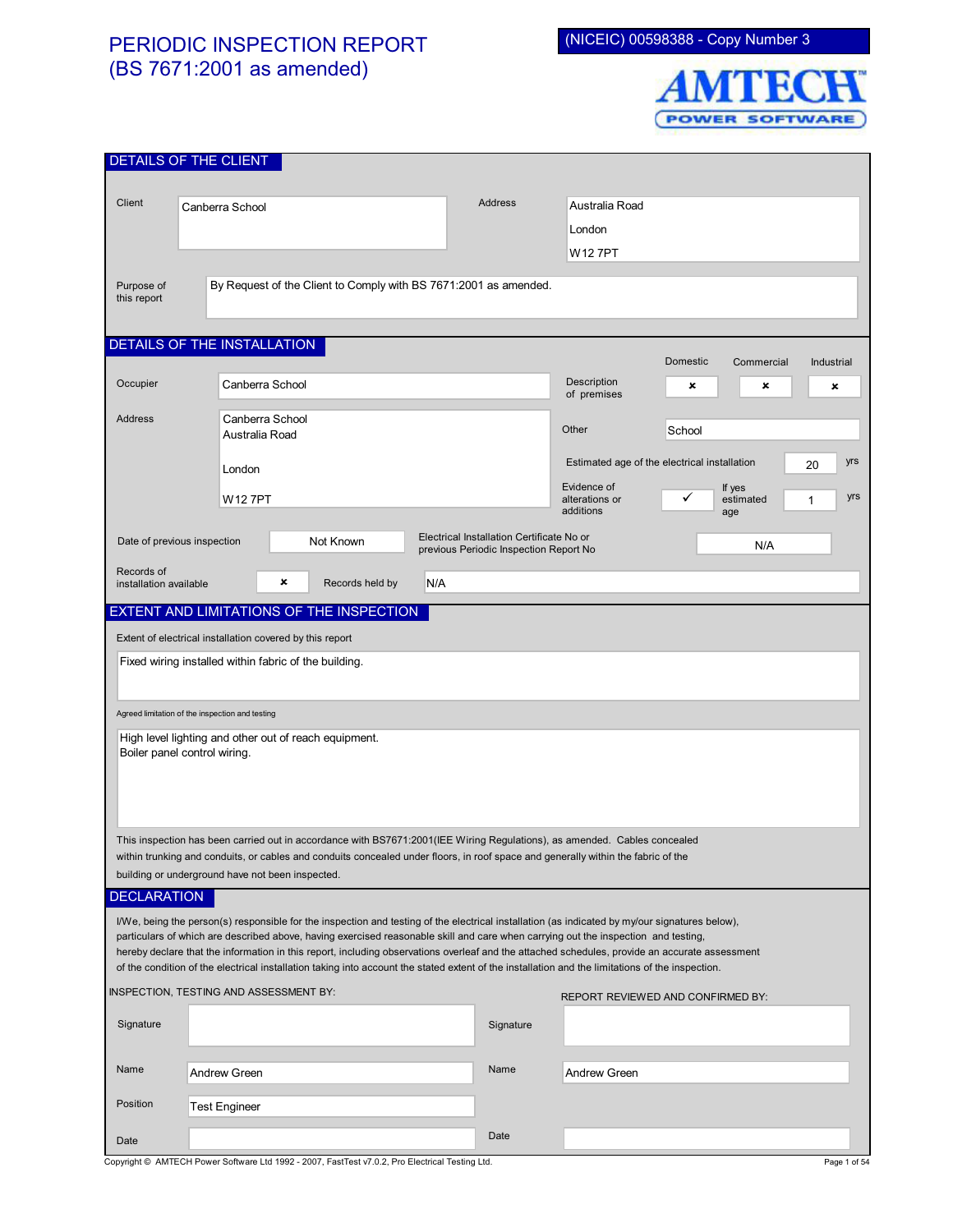# PERIODIC INSPECTION REPORT (BS 7671:2001 as amended)

(NICEIC) 00598388 - Copy Number 3

AMTECH POWER SOFTWARE

## DETAILS OF THE CLIENT

| | |
|---|---|
| Client | Canberra School |
| Address | Australia Road<br>London<br>W12 7PT |
| Purpose of this report | By Request of the Client to Comply with BS 7671:2001 as amended. |

## DETAILS OF THE INSTALLATION

| | |
|---|---|
| Occupier | Canberra School |
| Address | Canberra School<br>Australia Road<br>London<br>W12 7PT |

| Description of premises | Domestic | Commercial | Industrial |
|---|---|---|---|
| | × | × | × |

| | |
|---|---|
| Other | School |
| Estimated age of the electrical installation | 20 yrs |
| Evidence of alterations or additions | ✓ |
| If yes estimated age | 1 yrs |
| Date of previous inspection | Not Known |
| Electrical Installation Certificate No or previous Periodic Inspection Report No | N/A |
| Records of installation available | × |
| Records held by | N/A |

## EXTENT AND LIMITATIONS OF THE INSPECTION

Extent of electrical installation covered by this report

Fixed wiring installed within fabric of the building.

Agreed limitation of the inspection and testing

High level lighting and other out of reach equipment.
Boiler panel control wiring.

This inspection has been carried out in accordance with BS7671:2001(IEE Wiring Regulations), as amended. Cables concealed within trunking and conduits, or cables and conduits concealed under floors, in roof space and generally within the fabric of the building or underground have not been inspected.

## DECLARATION

I/We, being the person(s) responsible for the inspection and testing of the electrical installation (as indicated by my/our signatures below), particulars of which are described above, having exercised reasonable skill and care when carrying out the inspection and testing, hereby declare that the information in this report, including observations overleaf and the attached schedules, provide an accurate assessment of the condition of the electrical installation taking into account the stated extent of the installation and the limitations of the inspection.

| INSPECTION, TESTING AND ASSESSMENT BY: | | REPORT REVIEWED AND CONFIRMED BY: | |
|---|---|---|---|
| Signature | | Signature | |
| Name | Andrew Green | Name | Andrew Green |
| Position | Test Engineer | | |
| Date | | Date | |

Copyright © AMTECH Power Software Ltd 1992 - 2007, FastTest v7.0.2, Pro Electrical Testing Ltd.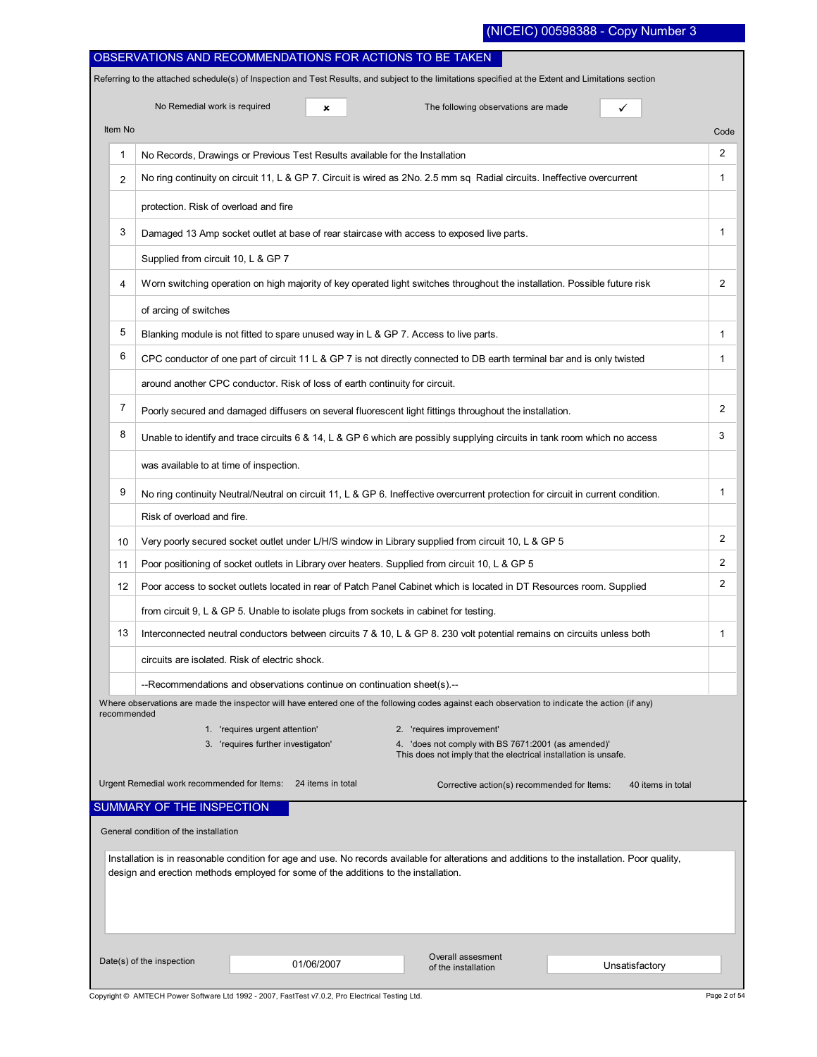(NICEIC) 00598388 - Copy Number 3

## OBSERVATIONS AND RECOMMENDATIONS FOR ACTIONS TO BE TAKEN

Referring to the attached schedule(s) of Inspection and Test Results, and subject to the limitations specified at the Extent and Limitations section

No Remedial work is required: ✗ — The following observations are made: ✓

| Item No | | Code |
|---|---|---|
| 1 | No Records, Drawings or Previous Test Results available for the Installation | 2 |
| 2 | No ring continuity on circuit 11, L & GP 7. Circuit is wired as 2No. 2.5 mm sq Radial circuits. Ineffective overcurrent protection. Risk of overload and fire | 1 |
| 3 | Damaged 13 Amp socket outlet at base of rear staircase with access to exposed live parts. Supplied from circuit 10, L & GP 7 | 1 |
| 4 | Worn switching operation on high majority of key operated light switches throughout the installation. Possible future risk of arcing of switches | 2 |
| 5 | Blanking module is not fitted to spare unused way in L & GP 7. Access to live parts. | 1 |
| 6 | CPC conductor of one part of circuit 11 L & GP 7 is not directly connected to DB earth terminal bar and is only twisted around another CPC conductor. Risk of loss of earth continuity for circuit. | 1 |
| 7 | Poorly secured and damaged diffusers on several fluorescent light fittings throughout the installation. | 2 |
| 8 | Unable to identify and trace circuits 6 & 14, L & GP 6 which are possibly supplying circuits in tank room which no access was available to at time of inspection. | 3 |
| 9 | No ring continuity Neutral/Neutral on circuit 11, L & GP 6. Ineffective overcurrent protection for circuit in current condition. Risk of overload and fire. | 1 |
| 10 | Very poorly secured socket outlet under L/H/S window in Library supplied from circuit 10, L & GP 5 | 2 |
| 11 | Poor positioning of socket outlets in Library over heaters. Supplied from circuit 10, L & GP 5 | 2 |
| 12 | Poor access to socket outlets located in rear of Patch Panel Cabinet which is located in DT Resources room. Supplied from circuit 9, L & GP 5. Unable to isolate plugs from sockets in cabinet for testing. | 2 |
| 13 | Interconnected neutral conductors between circuits 7 & 10, L & GP 8. 230 volt potential remains on circuits unless both circuits are isolated. Risk of electric shock. | 1 |
| | --Recommendations and observations continue on continuation sheet(s).-- | |

Where observations are made the inspector will have entered one of the following codes against each observation to indicate the action (if any) recommended

1. 'requires urgent attention'
2. 'requires improvement'
3. 'requires further investigaton'
4. 'does not comply with BS 7671:2001 (as amended)' This does not imply that the electrical installation is unsafe.

Urgent Remedial work recommended for Items: 24 items in total

Corrective action(s) recommended for Items: 40 items in total

## SUMMARY OF THE INSPECTION

General condition of the installation

Installation is in reasonable condition for age and use. No records available for alterations and additions to the installation. Poor quality, design and erection methods employed for some of the additions to the installation.

Date(s) of the inspection: 01/06/2007

Overall assesment of the installation: Unsatisfactory

Copyright © AMTECH Power Software Ltd 1992 - 2007, FastTest v7.0.2, Pro Electrical Testing Ltd.